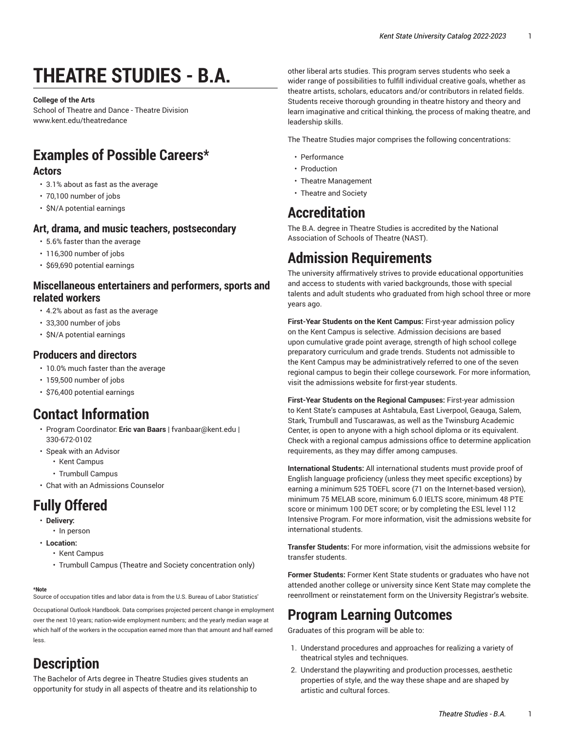# THEATRE STUDIES - B.A.

**College of the Arts**
School of Theatre and Dance - Theatre Division
www.kent.edu/theatredance

## Examples of Possible Careers*

### Actors

- 3.1% about as fast as the average
- 70,100 number of jobs
- $N/A potential earnings

### Art, drama, and music teachers, postsecondary

- 5.6% faster than the average
- 116,300 number of jobs
- $69,690 potential earnings

### Miscellaneous entertainers and performers, sports and related workers

- 4.2% about as fast as the average
- 33,300 number of jobs
- $N/A potential earnings

### Producers and directors

- 10.0% much faster than the average
- 159,500 number of jobs
- $76,400 potential earnings

## Contact Information

- Program Coordinator: **Eric van Baars** | fvanbaar@kent.edu | 330-672-0102
- Speak with an Advisor
  - Kent Campus
  - Trumbull Campus
- Chat with an Admissions Counselor

## Fully Offered

- **Delivery:**
  - In person
- **Location:**
  - Kent Campus
  - Trumbull Campus (Theatre and Society concentration only)

**\*Note**
Source of occupation titles and labor data is from the U.S. Bureau of Labor Statistics'

Occupational Outlook Handbook. Data comprises projected percent change in employment over the next 10 years; nation-wide employment numbers; and the yearly median wage at which half of the workers in the occupation earned more than that amount and half earned less.

## Description

The Bachelor of Arts degree in Theatre Studies gives students an opportunity for study in all aspects of theatre and its relationship to other liberal arts studies. This program serves students who seek a wider range of possibilities to fulfill individual creative goals, whether as theatre artists, scholars, educators and/or contributors in related fields. Students receive thorough grounding in theatre history and theory and learn imaginative and critical thinking, the process of making theatre, and leadership skills.

The Theatre Studies major comprises the following concentrations:

- Performance
- Production
- Theatre Management
- Theatre and Society

## Accreditation

The B.A. degree in Theatre Studies is accredited by the National Association of Schools of Theatre (NAST).

## Admission Requirements

The university affirmatively strives to provide educational opportunities and access to students with varied backgrounds, those with special talents and adult students who graduated from high school three or more years ago.

**First-Year Students on the Kent Campus:** First-year admission policy on the Kent Campus is selective. Admission decisions are based upon cumulative grade point average, strength of high school college preparatory curriculum and grade trends. Students not admissible to the Kent Campus may be administratively referred to one of the seven regional campus to begin their college coursework. For more information, visit the admissions website for first-year students.

**First-Year Students on the Regional Campuses:** First-year admission to Kent State's campuses at Ashtabula, East Liverpool, Geauga, Salem, Stark, Trumbull and Tuscarawas, as well as the Twinsburg Academic Center, is open to anyone with a high school diploma or its equivalent. Check with a regional campus admissions office to determine application requirements, as they may differ among campuses.

**International Students:** All international students must provide proof of English language proficiency (unless they meet specific exceptions) by earning a minimum 525 TOEFL score (71 on the Internet-based version), minimum 75 MELAB score, minimum 6.0 IELTS score, minimum 48 PTE score or minimum 100 DET score; or by completing the ESL level 112 Intensive Program. For more information, visit the admissions website for international students.

**Transfer Students:** For more information, visit the admissions website for transfer students.

**Former Students:** Former Kent State students or graduates who have not attended another college or university since Kent State may complete the reenrollment or reinstatement form on the University Registrar's website.

## Program Learning Outcomes

Graduates of this program will be able to:

1. Understand procedures and approaches for realizing a variety of theatrical styles and techniques.
2. Understand the playwriting and production processes, aesthetic properties of style, and the way these shape and are shaped by artistic and cultural forces.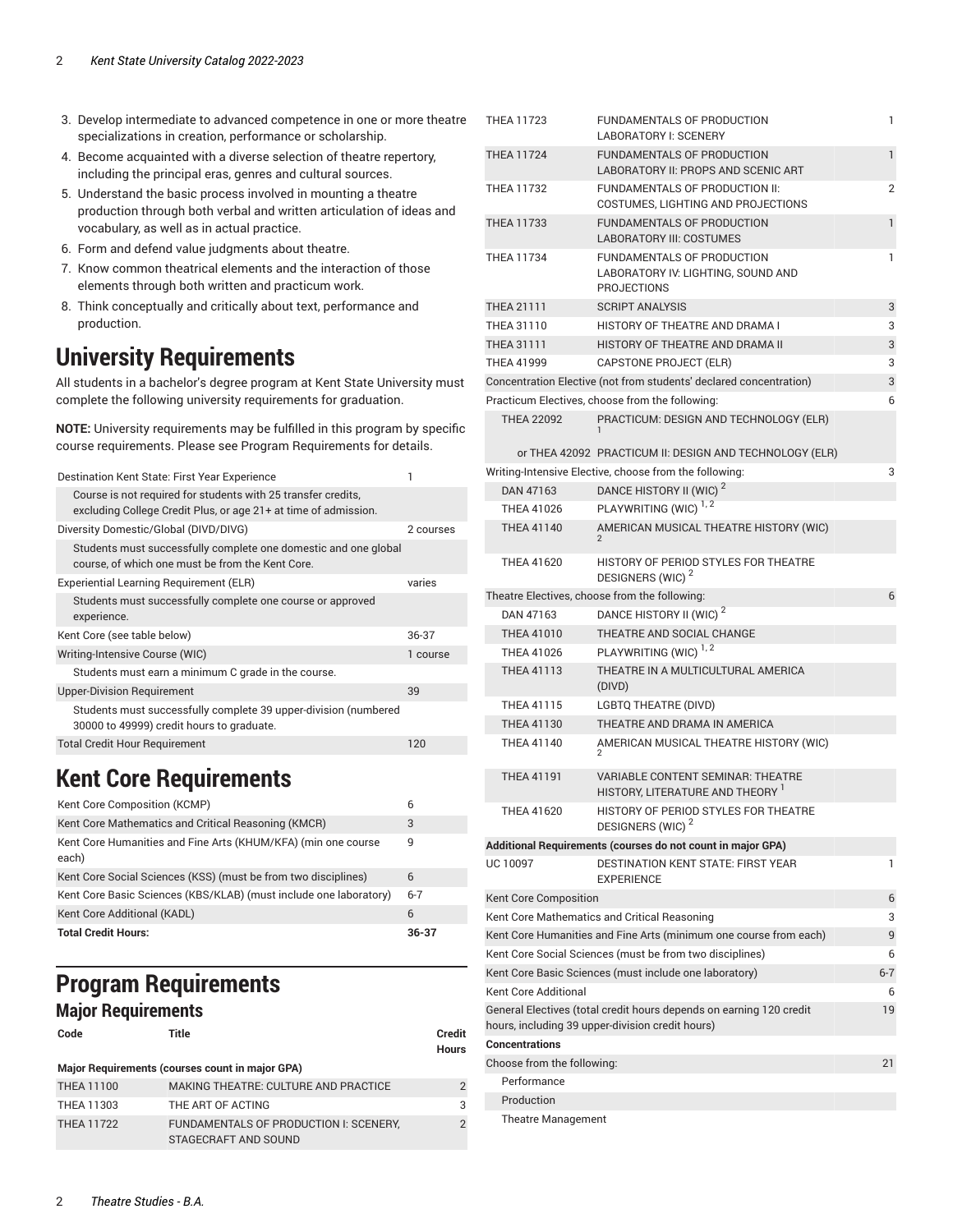3. Develop intermediate to advanced competence in one or more theatre specializations in creation, performance or scholarship.
4. Become acquainted with a diverse selection of theatre repertory, including the principal eras, genres and cultural sources.
5. Understand the basic process involved in mounting a theatre production through both verbal and written articulation of ideas and vocabulary, as well as in actual practice.
6. Form and defend value judgments about theatre.
7. Know common theatrical elements and the interaction of those elements through both written and practicum work.
8. Think conceptually and critically about text, performance and production.

# University Requirements

All students in a bachelor's degree program at Kent State University must complete the following university requirements for graduation.

**NOTE:** University requirements may be fulfilled in this program by specific course requirements. Please see Program Requirements for details.

| | |
|---|---|
| Destination Kent State: First Year Experience | 1 |
| Course is not required for students with 25 transfer credits, excluding College Credit Plus, or age 21+ at time of admission. | |
| Diversity Domestic/Global (DIVD/DIVG) | 2 courses |
| Students must successfully complete one domestic and one global course, of which one must be from the Kent Core. | |
| Experiential Learning Requirement (ELR) | varies |
| Students must successfully complete one course or approved experience. | |
| Kent Core (see table below) | 36-37 |
| Writing-Intensive Course (WIC) | 1 course |
| Students must earn a minimum C grade in the course. | |
| Upper-Division Requirement | 39 |
| Students must successfully complete 39 upper-division (numbered 30000 to 49999) credit hours to graduate. | |
| Total Credit Hour Requirement | 120 |

# Kent Core Requirements

| | |
|---|---|
| Kent Core Composition (KCMP) | 6 |
| Kent Core Mathematics and Critical Reasoning (KMCR) | 3 |
| Kent Core Humanities and Fine Arts (KHUM/KFA) (min one course each) | 9 |
| Kent Core Social Sciences (KSS) (must be from two disciplines) | 6 |
| Kent Core Basic Sciences (KBS/KLAB) (must include one laboratory) | 6-7 |
| Kent Core Additional (KADL) | 6 |
| **Total Credit Hours:** | **36-37** |

# Program Requirements

## Major Requirements

| Code | Title | Credit Hours |
|---|---|---|
| **Major Requirements (courses count in major GPA)** | | |
| THEA 11100 | MAKING THEATRE: CULTURE AND PRACTICE | 2 |
| THEA 11303 | THE ART OF ACTING | 3 |
| THEA 11722 | FUNDAMENTALS OF PRODUCTION I: SCENERY, STAGECRAFT AND SOUND | 2 |
| THEA 11723 | FUNDAMENTALS OF PRODUCTION LABORATORY I: SCENERY | 1 |
| THEA 11724 | FUNDAMENTALS OF PRODUCTION LABORATORY II: PROPS AND SCENIC ART | 1 |
| THEA 11732 | FUNDAMENTALS OF PRODUCTION II: COSTUMES, LIGHTING AND PROJECTIONS | 2 |
| THEA 11733 | FUNDAMENTALS OF PRODUCTION LABORATORY III: COSTUMES | 1 |
| THEA 11734 | FUNDAMENTALS OF PRODUCTION LABORATORY IV: LIGHTING, SOUND AND PROJECTIONS | 1 |
| THEA 21111 | SCRIPT ANALYSIS | 3 |
| THEA 31110 | HISTORY OF THEATRE AND DRAMA I | 3 |
| THEA 31111 | HISTORY OF THEATRE AND DRAMA II | 3 |
| THEA 41999 | CAPSTONE PROJECT (ELR) | 3 |
| Concentration Elective (not from students' declared concentration) | | 3 |
| Practicum Electives, choose from the following: | | 6 |
| THEA 22092 | PRACTICUM: DESIGN AND TECHNOLOGY (ELR) [1] | |
| or THEA 42092 | PRACTICUM II: DESIGN AND TECHNOLOGY (ELR) | |
| Writing-Intensive Elective, choose from the following: | | 3 |
| DAN 47163 | DANCE HISTORY II (WIC) [2] | |
| THEA 41026 | PLAYWRITING (WIC) [1, 2] | |
| THEA 41140 | AMERICAN MUSICAL THEATRE HISTORY (WIC) [2] | |
| THEA 41620 | HISTORY OF PERIOD STYLES FOR THEATRE DESIGNERS (WIC) [2] | |
| Theatre Electives, choose from the following: | | 6 |
| DAN 47163 | DANCE HISTORY II (WIC) [2] | |
| THEA 41010 | THEATRE AND SOCIAL CHANGE | |
| THEA 41026 | PLAYWRITING (WIC) [1, 2] | |
| THEA 41113 | THEATRE IN A MULTICULTURAL AMERICA (DIVD) | |
| THEA 41115 | LGBTQ THEATRE (DIVD) | |
| THEA 41130 | THEATRE AND DRAMA IN AMERICA | |
| THEA 41140 | AMERICAN MUSICAL THEATRE HISTORY (WIC) [2] | |
| THEA 41191 | VARIABLE CONTENT SEMINAR: THEATRE HISTORY, LITERATURE AND THEORY [1] | |
| THEA 41620 | HISTORY OF PERIOD STYLES FOR THEATRE DESIGNERS (WIC) [2] | |
| **Additional Requirements (courses do not count in major GPA)** | | |
| UC 10097 | DESTINATION KENT STATE: FIRST YEAR EXPERIENCE | 1 |
| Kent Core Composition | | 6 |
| Kent Core Mathematics and Critical Reasoning | | 3 |
| Kent Core Humanities and Fine Arts (minimum one course from each) | | 9 |
| Kent Core Social Sciences (must be from two disciplines) | | 6 |
| Kent Core Basic Sciences (must include one laboratory) | | 6-7 |
| Kent Core Additional | | 6 |
| General Electives (total credit hours depends on earning 120 credit hours, including 39 upper-division credit hours) | | 19 |
| **Concentrations** | | |
| Choose from the following: | | 21 |
| Performance | | |
| Production | | |
| Theatre Management | | |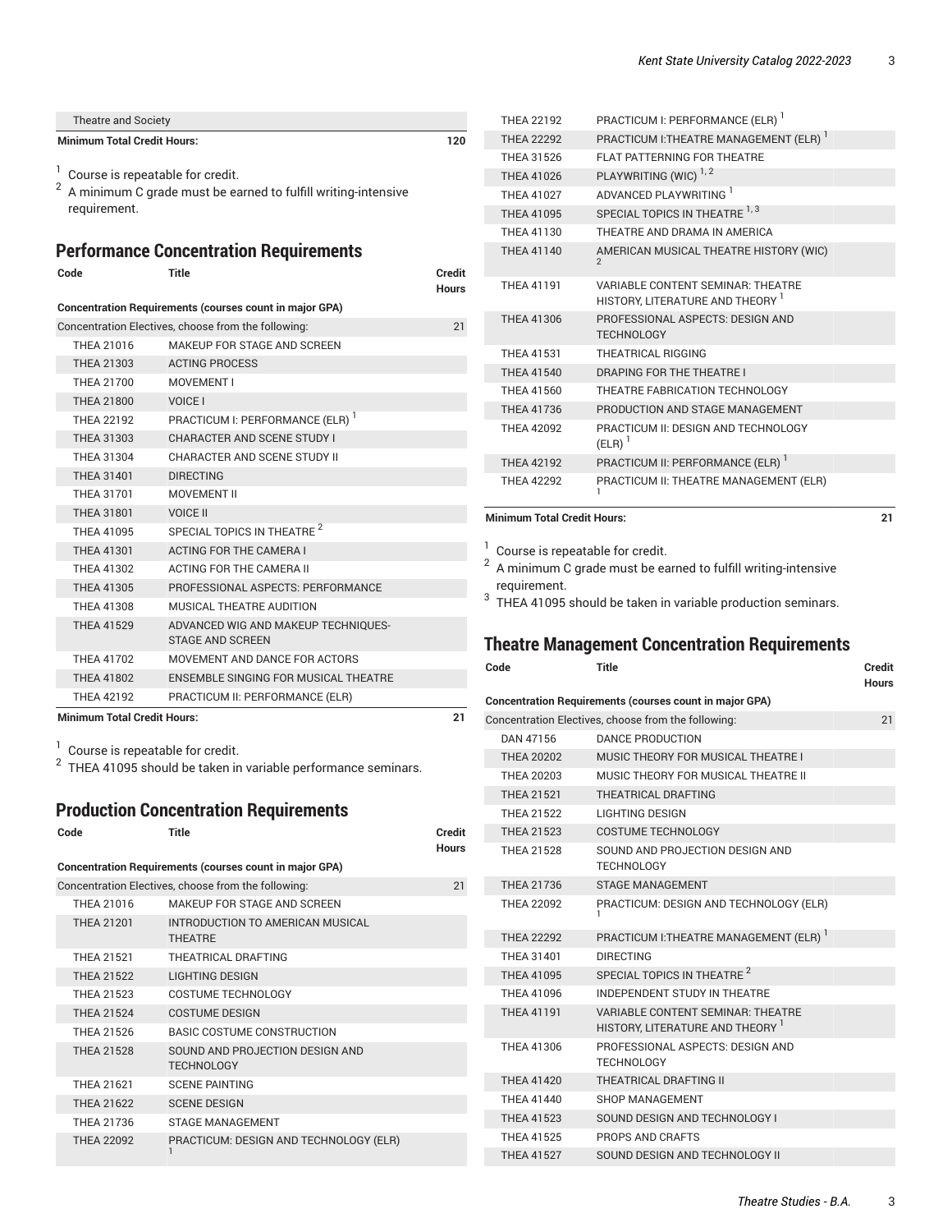| | | |
|---|---|---|
| Theatre and Society | | |
| **Minimum Total Credit Hours:** | | **120** |

[1] Course is repeatable for credit.
[2] A minimum C grade must be earned to fulfill writing-intensive requirement.

## Performance Concentration Requirements

| Code | Title | Credit Hours |
|---|---|---|
| **Concentration Requirements (courses count in major GPA)** | | |
| Concentration Electives, choose from the following: | | 21 |
| THEA 21016 | MAKEUP FOR STAGE AND SCREEN | |
| THEA 21303 | ACTING PROCESS | |
| THEA 21700 | MOVEMENT I | |
| THEA 21800 | VOICE I | |
| THEA 22192 | PRACTICUM I: PERFORMANCE (ELR) [1] | |
| THEA 31303 | CHARACTER AND SCENE STUDY I | |
| THEA 31304 | CHARACTER AND SCENE STUDY II | |
| THEA 31401 | DIRECTING | |
| THEA 31701 | MOVEMENT II | |
| THEA 31801 | VOICE II | |
| THEA 41095 | SPECIAL TOPICS IN THEATRE [2] | |
| THEA 41301 | ACTING FOR THE CAMERA I | |
| THEA 41302 | ACTING FOR THE CAMERA II | |
| THEA 41305 | PROFESSIONAL ASPECTS: PERFORMANCE | |
| THEA 41308 | MUSICAL THEATRE AUDITION | |
| THEA 41529 | ADVANCED WIG AND MAKEUP TECHNIQUES-STAGE AND SCREEN | |
| THEA 41702 | MOVEMENT AND DANCE FOR ACTORS | |
| THEA 41802 | ENSEMBLE SINGING FOR MUSICAL THEATRE | |
| THEA 42192 | PRACTICUM II: PERFORMANCE (ELR) | |
| **Minimum Total Credit Hours:** | | **21** |

[1] Course is repeatable for credit.
[2] THEA 41095 should be taken in variable performance seminars.

## Production Concentration Requirements

| Code | Title | Credit Hours |
|---|---|---|
| **Concentration Requirements (courses count in major GPA)** | | |
| Concentration Electives, choose from the following: | | 21 |
| THEA 21016 | MAKEUP FOR STAGE AND SCREEN | |
| THEA 21201 | INTRODUCTION TO AMERICAN MUSICAL THEATRE | |
| THEA 21521 | THEATRICAL DRAFTING | |
| THEA 21522 | LIGHTING DESIGN | |
| THEA 21523 | COSTUME TECHNOLOGY | |
| THEA 21524 | COSTUME DESIGN | |
| THEA 21526 | BASIC COSTUME CONSTRUCTION | |
| THEA 21528 | SOUND AND PROJECTION DESIGN AND TECHNOLOGY | |
| THEA 21621 | SCENE PAINTING | |
| THEA 21622 | SCENE DESIGN | |
| THEA 21736 | STAGE MANAGEMENT | |
| THEA 22092 | PRACTICUM: DESIGN AND TECHNOLOGY (ELR) [1] | |
| THEA 22192 | PRACTICUM I: PERFORMANCE (ELR) [1] | |
| THEA 22292 | PRACTICUM I:THEATRE MANAGEMENT (ELR) [1] | |
| THEA 31526 | FLAT PATTERNING FOR THEATRE | |
| THEA 41026 | PLAYWRITING (WIC) [1,2] | |
| THEA 41027 | ADVANCED PLAYWRITING [1] | |
| THEA 41095 | SPECIAL TOPICS IN THEATRE [1,3] | |
| THEA 41130 | THEATRE AND DRAMA IN AMERICA | |
| THEA 41140 | AMERICAN MUSICAL THEATRE HISTORY (WIC) [2] | |
| THEA 41191 | VARIABLE CONTENT SEMINAR: THEATRE HISTORY, LITERATURE AND THEORY [1] | |
| THEA 41306 | PROFESSIONAL ASPECTS: DESIGN AND TECHNOLOGY | |
| THEA 41531 | THEATRICAL RIGGING | |
| THEA 41540 | DRAPING FOR THE THEATRE I | |
| THEA 41560 | THEATRE FABRICATION TECHNOLOGY | |
| THEA 41736 | PRODUCTION AND STAGE MANAGEMENT | |
| THEA 42092 | PRACTICUM II: DESIGN AND TECHNOLOGY (ELR) [1] | |
| THEA 42192 | PRACTICUM II: PERFORMANCE (ELR) [1] | |
| THEA 42292 | PRACTICUM II: THEATRE MANAGEMENT (ELR) [1] | |
| **Minimum Total Credit Hours:** | | **21** |

[1] Course is repeatable for credit.
[2] A minimum C grade must be earned to fulfill writing-intensive requirement.
[3] THEA 41095 should be taken in variable production seminars.

## Theatre Management Concentration Requirements

| Code | Title | Credit Hours |
|---|---|---|
| **Concentration Requirements (courses count in major GPA)** | | |
| Concentration Electives, choose from the following: | | 21 |
| DAN 47156 | DANCE PRODUCTION | |
| THEA 20202 | MUSIC THEORY FOR MUSICAL THEATRE I | |
| THEA 20203 | MUSIC THEORY FOR MUSICAL THEATRE II | |
| THEA 21521 | THEATRICAL DRAFTING | |
| THEA 21522 | LIGHTING DESIGN | |
| THEA 21523 | COSTUME TECHNOLOGY | |
| THEA 21528 | SOUND AND PROJECTION DESIGN AND TECHNOLOGY | |
| THEA 21736 | STAGE MANAGEMENT | |
| THEA 22092 | PRACTICUM: DESIGN AND TECHNOLOGY (ELR) [1] | |
| THEA 22292 | PRACTICUM I:THEATRE MANAGEMENT (ELR) [1] | |
| THEA 31401 | DIRECTING | |
| THEA 41095 | SPECIAL TOPICS IN THEATRE [2] | |
| THEA 41096 | INDEPENDENT STUDY IN THEATRE | |
| THEA 41191 | VARIABLE CONTENT SEMINAR: THEATRE HISTORY, LITERATURE AND THEORY [1] | |
| THEA 41306 | PROFESSIONAL ASPECTS: DESIGN AND TECHNOLOGY | |
| THEA 41420 | THEATRICAL DRAFTING II | |
| THEA 41440 | SHOP MANAGEMENT | |
| THEA 41523 | SOUND DESIGN AND TECHNOLOGY I | |
| THEA 41525 | PROPS AND CRAFTS | |
| THEA 41527 | SOUND DESIGN AND TECHNOLOGY II | |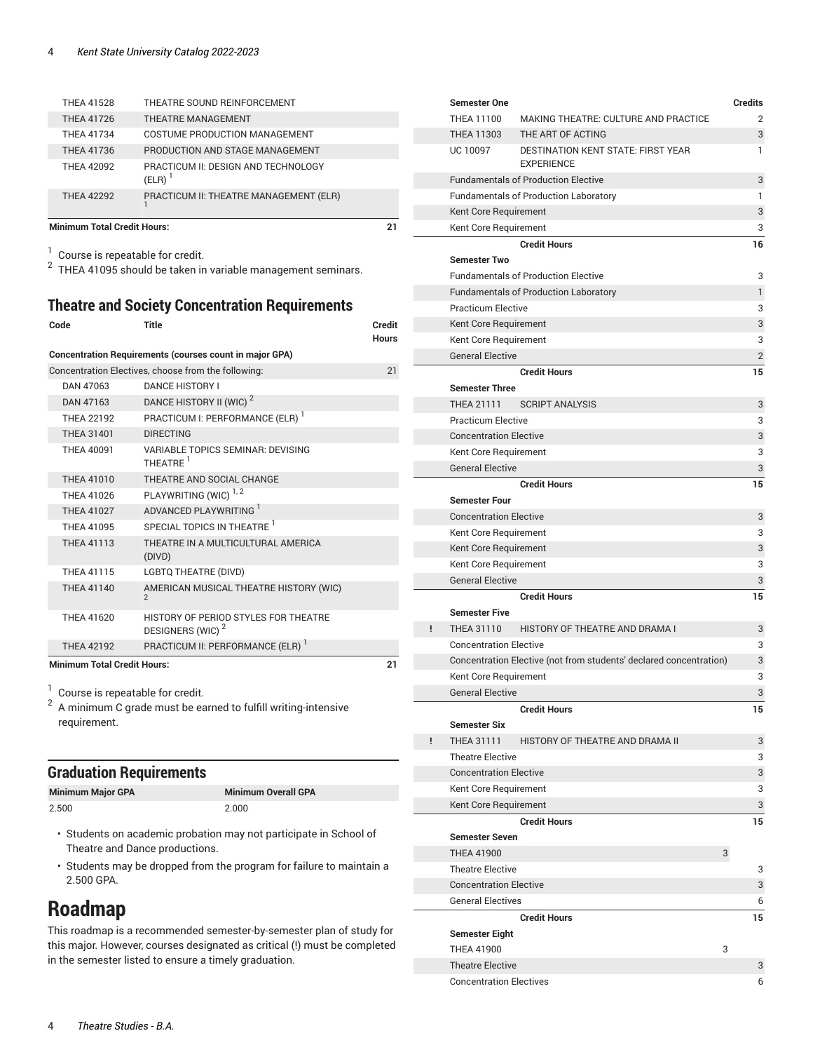| | | |
|---|---|---|
| THEA 41528 | THEATRE SOUND REINFORCEMENT | |
| THEA 41726 | THEATRE MANAGEMENT | |
| THEA 41734 | COSTUME PRODUCTION MANAGEMENT | |
| THEA 41736 | PRODUCTION AND STAGE MANAGEMENT | |
| THEA 42092 | PRACTICUM II: DESIGN AND TECHNOLOGY (ELR) [1] | |
| THEA 42292 | PRACTICUM II: THEATRE MANAGEMENT (ELR) [1] | |
| **Minimum Total Credit Hours:** | | **21** |

[1] Course is repeatable for credit.
[2] THEA 41095 should be taken in variable management seminars.

## Theatre and Society Concentration Requirements

| Code | Title | Credit Hours |
|---|---|---|
| **Concentration Requirements (courses count in major GPA)** | | |
| Concentration Electives, choose from the following: | | 21 |
| DAN 47063 | DANCE HISTORY I | |
| DAN 47163 | DANCE HISTORY II (WIC) [2] | |
| THEA 22192 | PRACTICUM I: PERFORMANCE (ELR) [1] | |
| THEA 31401 | DIRECTING | |
| THEA 40091 | VARIABLE TOPICS SEMINAR: DEVISING THEATRE [1] | |
| THEA 41010 | THEATRE AND SOCIAL CHANGE | |
| THEA 41026 | PLAYWRITING (WIC) [1,2] | |
| THEA 41027 | ADVANCED PLAYWRITING [1] | |
| THEA 41095 | SPECIAL TOPICS IN THEATRE [1] | |
| THEA 41113 | THEATRE IN A MULTICULTURAL AMERICA (DIVD) | |
| THEA 41115 | LGBTQ THEATRE (DIVD) | |
| THEA 41140 | AMERICAN MUSICAL THEATRE HISTORY (WIC) [2] | |
| THEA 41620 | HISTORY OF PERIOD STYLES FOR THEATRE DESIGNERS (WIC) [2] | |
| THEA 42192 | PRACTICUM II: PERFORMANCE (ELR) [1] | |
| **Minimum Total Credit Hours:** | | **21** |

[1] Course is repeatable for credit.
[2] A minimum C grade must be earned to fulfill writing-intensive requirement.

## Graduation Requirements

| Minimum Major GPA | Minimum Overall GPA |
|---|---|
| 2.500 | 2.000 |

- Students on academic probation may not participate in School of Theatre and Dance productions.
- Students may be dropped from the program for failure to maintain a 2.500 GPA.

# Roadmap

This roadmap is a recommended semester-by-semester plan of study for this major. However, courses designated as critical (!) must be completed in the semester listed to ensure a timely graduation.

| | | | | Credits |
|---|---|---|---|---|
| | **Semester One** | | | |
| | THEA 11100 | MAKING THEATRE: CULTURE AND PRACTICE | | 2 |
| | THEA 11303 | THE ART OF ACTING | | 3 |
| | UC 10097 | DESTINATION KENT STATE: FIRST YEAR EXPERIENCE | | 1 |
| | Fundamentals of Production Elective | | | 3 |
| | Fundamentals of Production Laboratory | | | 1 |
| | Kent Core Requirement | | | 3 |
| | Kent Core Requirement | | | 3 |
| | | **Credit Hours** | | **16** |
| | **Semester Two** | | | |
| | Fundamentals of Production Elective | | | 3 |
| | Fundamentals of Production Laboratory | | | 1 |
| | Practicum Elective | | | 3 |
| | Kent Core Requirement | | | 3 |
| | Kent Core Requirement | | | 3 |
| | General Elective | | | 2 |
| | | **Credit Hours** | | **15** |
| | **Semester Three** | | | |
| | THEA 21111 | SCRIPT ANALYSIS | | 3 |
| | Practicum Elective | | | 3 |
| | Concentration Elective | | | 3 |
| | Kent Core Requirement | | | 3 |
| | General Elective | | | 3 |
| | | **Credit Hours** | | **15** |
| | **Semester Four** | | | |
| | Concentration Elective | | | 3 |
| | Kent Core Requirement | | | 3 |
| | Kent Core Requirement | | | 3 |
| | Kent Core Requirement | | | 3 |
| | General Elective | | | 3 |
| | | **Credit Hours** | | **15** |
| | **Semester Five** | | | |
| ! | THEA 31110 | HISTORY OF THEATRE AND DRAMA I | | 3 |
| | Concentration Elective | | | 3 |
| | Concentration Elective (not from students' declared concentration) | | | 3 |
| | Kent Core Requirement | | | 3 |
| | General Elective | | | 3 |
| | | **Credit Hours** | | **15** |
| | **Semester Six** | | | |
| ! | THEA 31111 | HISTORY OF THEATRE AND DRAMA II | | 3 |
| | Theatre Elective | | | 3 |
| | Concentration Elective | | | 3 |
| | Kent Core Requirement | | | 3 |
| | Kent Core Requirement | | | 3 |
| | | **Credit Hours** | | **15** |
| | **Semester Seven** | | | |
| | THEA 41900 | | 3 | |
| | Theatre Elective | | | 3 |
| | Concentration Elective | | | 3 |
| | General Electives | | | 6 |
| | | **Credit Hours** | | **15** |
| | **Semester Eight** | | | |
| | THEA 41900 | | 3 | |
| | Theatre Elective | | | 3 |
| | Concentration Electives | | | 6 |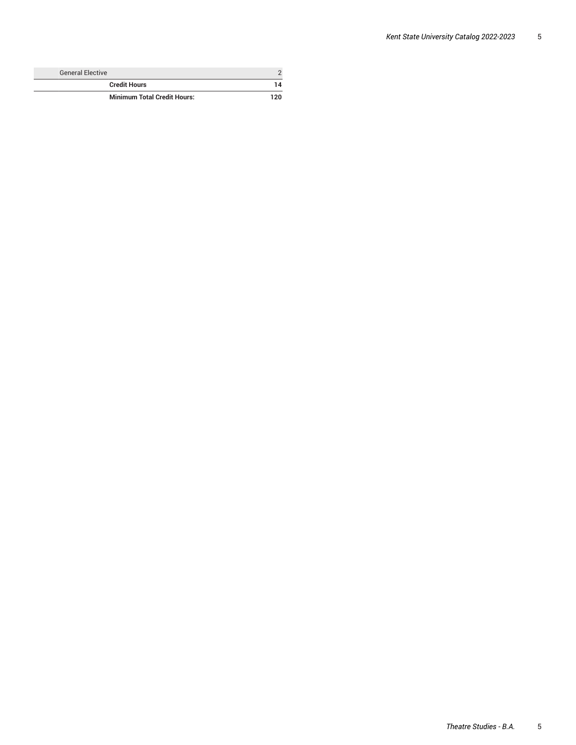| | | |
|---|---|---|
| | General Elective | 2 |
| | **Credit Hours** | **14** |
| | **Minimum Total Credit Hours:** | **120** |